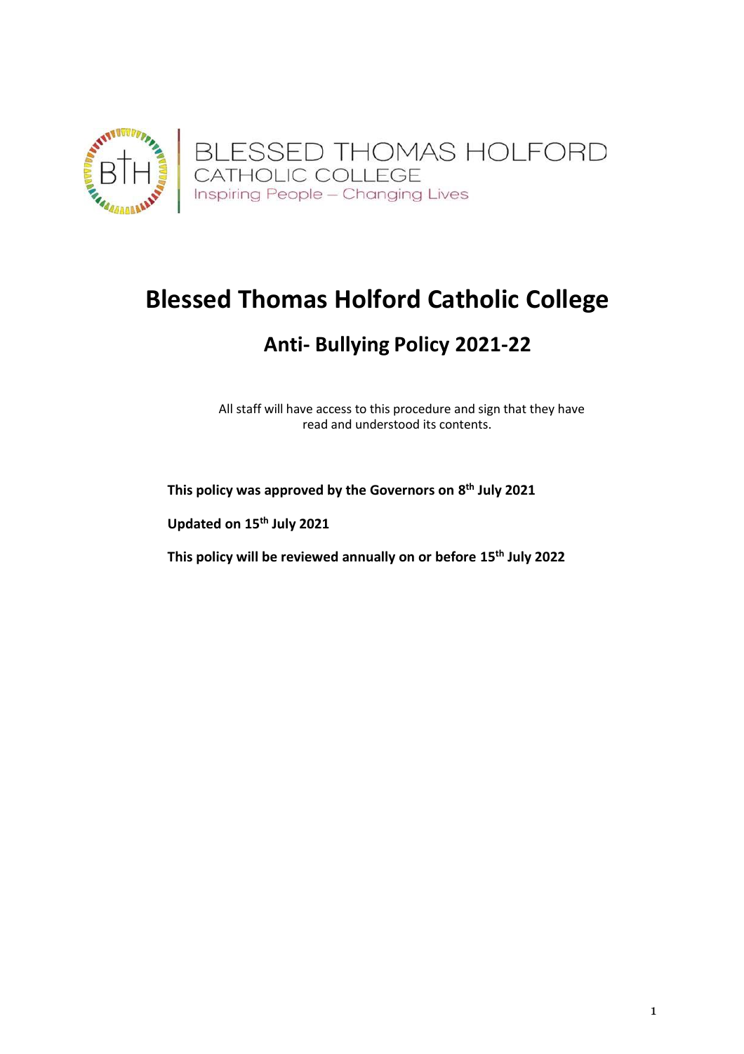BLESSED THOMAS HOLFORD
CATHOLIC COLLEGE
Inspiring People – Changing Lives

# Blessed Thomas Holford Catholic College

## Anti- Bullying Policy 2021-22

All staff will have access to this procedure and sign that they have read and understood its contents.

**This policy was approved by the Governors on 8th July 2021**

**Updated on 15th July 2021**

**This policy will be reviewed annually on or before 15th July 2022**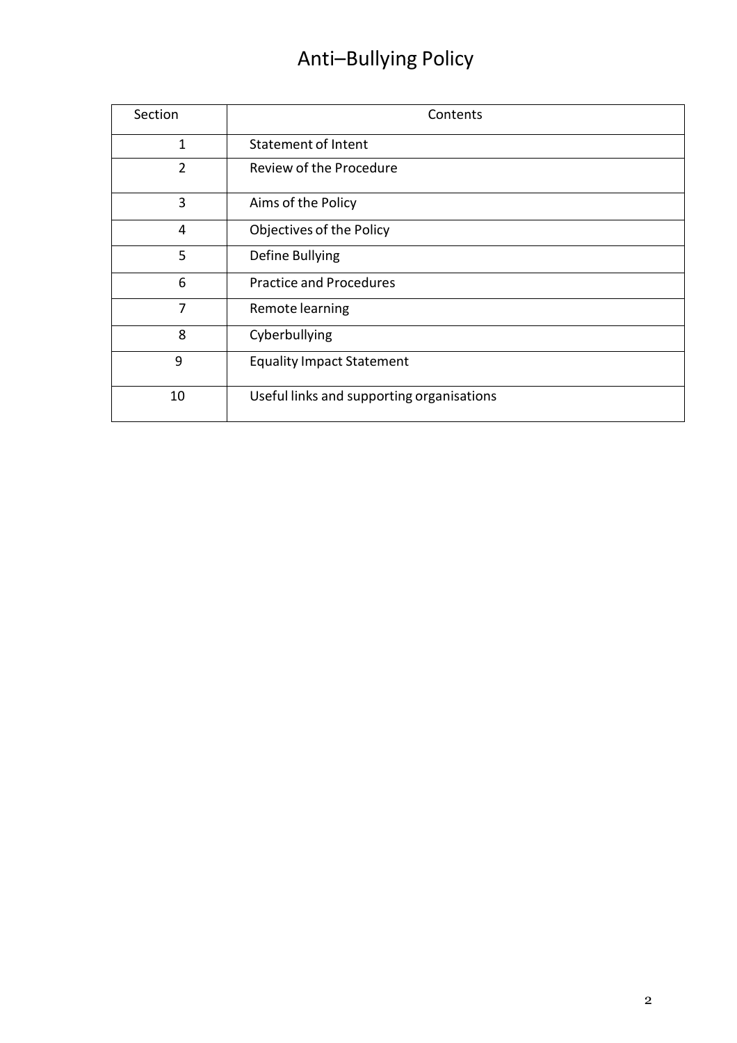# Anti–Bullying Policy

| Section | Contents |
|---|---|
| 1 | Statement of Intent |
| 2 | Review of the Procedure |
| 3 | Aims of the Policy |
| 4 | Objectives of the Policy |
| 5 | Define Bullying |
| 6 | Practice and Procedures |
| 7 | Remote learning |
| 8 | Cyberbullying |
| 9 | Equality Impact Statement |
| 10 | Useful links and supporting organisations |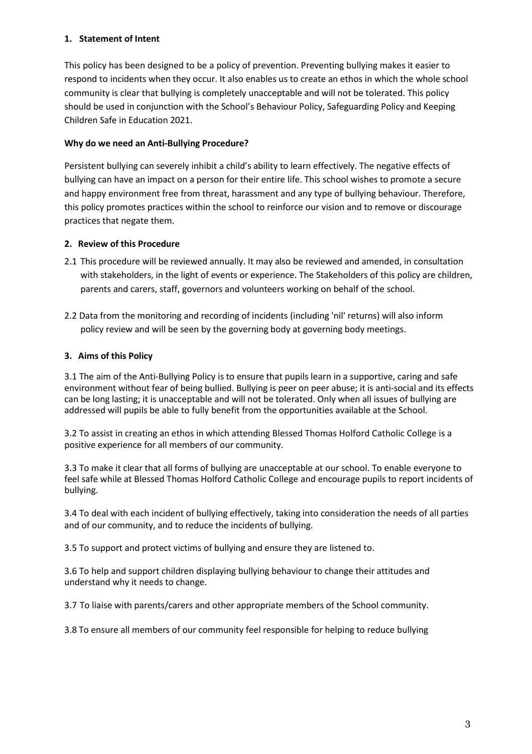## 1. Statement of Intent

This policy has been designed to be a policy of prevention. Preventing bullying makes it easier to respond to incidents when they occur. It also enables us to create an ethos in which the whole school community is clear that bullying is completely unacceptable and will not be tolerated. This policy should be used in conjunction with the School's Behaviour Policy, Safeguarding Policy and Keeping Children Safe in Education 2021.

### Why do we need an Anti-Bullying Procedure?

Persistent bullying can severely inhibit a child's ability to learn effectively. The negative effects of bullying can have an impact on a person for their entire life. This school wishes to promote a secure and happy environment free from threat, harassment and any type of bullying behaviour. Therefore, this policy promotes practices within the school to reinforce our vision and to remove or discourage practices that negate them.

## 2. Review of this Procedure

2.1 This procedure will be reviewed annually. It may also be reviewed and amended, in consultation with stakeholders, in the light of events or experience. The Stakeholders of this policy are children, parents and carers, staff, governors and volunteers working on behalf of the school.

2.2 Data from the monitoring and recording of incidents (including 'nil' returns) will also inform policy review and will be seen by the governing body at governing body meetings.

## 3. Aims of this Policy

3.1 The aim of the Anti-Bullying Policy is to ensure that pupils learn in a supportive, caring and safe environment without fear of being bullied. Bullying is peer on peer abuse; it is anti-social and its effects can be long lasting; it is unacceptable and will not be tolerated. Only when all issues of bullying are addressed will pupils be able to fully benefit from the opportunities available at the School.

3.2 To assist in creating an ethos in which attending Blessed Thomas Holford Catholic College is a positive experience for all members of our community.

3.3 To make it clear that all forms of bullying are unacceptable at our school. To enable everyone to feel safe while at Blessed Thomas Holford Catholic College and encourage pupils to report incidents of bullying.

3.4 To deal with each incident of bullying effectively, taking into consideration the needs of all parties and of our community, and to reduce the incidents of bullying.

3.5 To support and protect victims of bullying and ensure they are listened to.

3.6 To help and support children displaying bullying behaviour to change their attitudes and understand why it needs to change.

3.7 To liaise with parents/carers and other appropriate members of the School community.

3.8 To ensure all members of our community feel responsible for helping to reduce bullying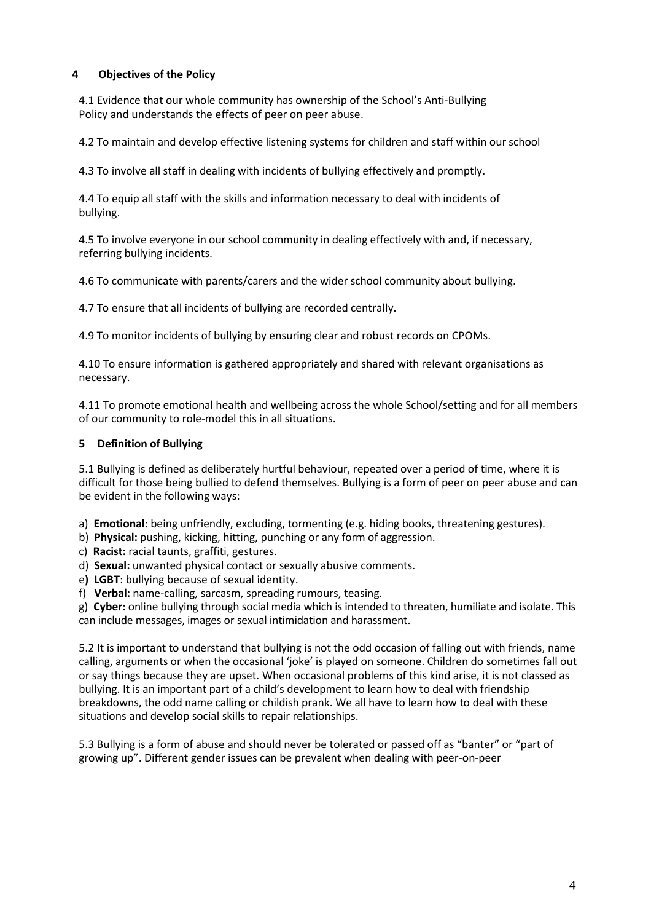## 4 Objectives of the Policy

4.1 Evidence that our whole community has ownership of the School's Anti-Bullying Policy and understands the effects of peer on peer abuse.

4.2 To maintain and develop effective listening systems for children and staff within our school

4.3 To involve all staff in dealing with incidents of bullying effectively and promptly.

4.4 To equip all staff with the skills and information necessary to deal with incidents of bullying.

4.5 To involve everyone in our school community in dealing effectively with and, if necessary, referring bullying incidents.

4.6 To communicate with parents/carers and the wider school community about bullying.

4.7 To ensure that all incidents of bullying are recorded centrally.

4.9 To monitor incidents of bullying by ensuring clear and robust records on CPOMs.

4.10 To ensure information is gathered appropriately and shared with relevant organisations as necessary.

4.11 To promote emotional health and wellbeing across the whole School/setting and for all members of our community to role-model this in all situations.

## 5 Definition of Bullying

5.1 Bullying is defined as deliberately hurtful behaviour, repeated over a period of time, where it is difficult for those being bullied to defend themselves. Bullying is a form of peer on peer abuse and can be evident in the following ways:

a) **Emotional**: being unfriendly, excluding, tormenting (e.g. hiding books, threatening gestures).
b) **Physical:** pushing, kicking, hitting, punching or any form of aggression.
c) **Racist:** racial taunts, graffiti, gestures.
d) **Sexual:** unwanted physical contact or sexually abusive comments.
e) **LGBT**: bullying because of sexual identity.
f) **Verbal:** name-calling, sarcasm, spreading rumours, teasing.
g) **Cyber:** online bullying through social media which is intended to threaten, humiliate and isolate. This can include messages, images or sexual intimidation and harassment.

5.2 It is important to understand that bullying is not the odd occasion of falling out with friends, name calling, arguments or when the occasional 'joke' is played on someone. Children do sometimes fall out or say things because they are upset. When occasional problems of this kind arise, it is not classed as bullying. It is an important part of a child's development to learn how to deal with friendship breakdowns, the odd name calling or childish prank. We all have to learn how to deal with these situations and develop social skills to repair relationships.

5.3 Bullying is a form of abuse and should never be tolerated or passed off as "banter" or "part of growing up". Different gender issues can be prevalent when dealing with peer-on-peer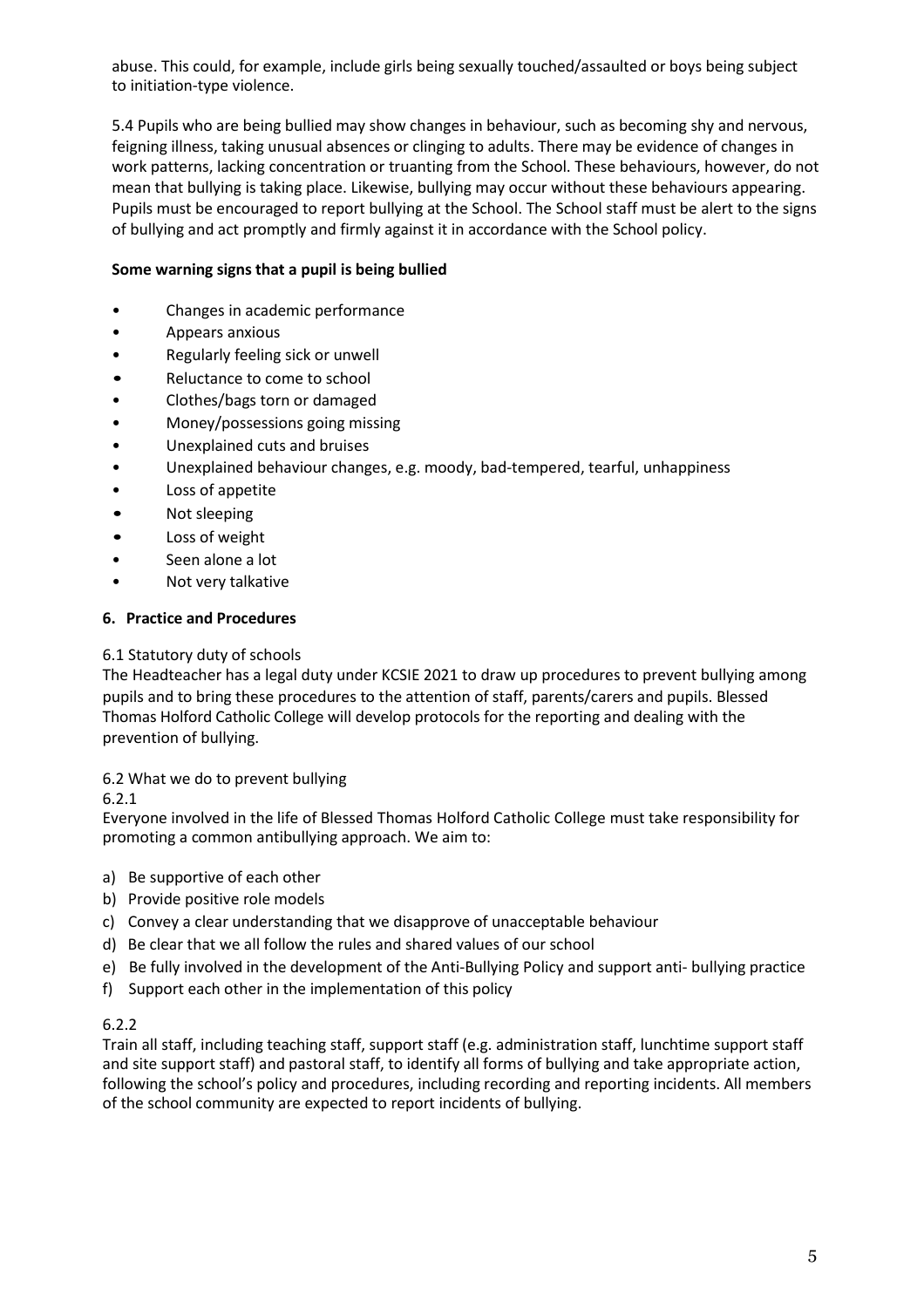abuse. This could, for example, include girls being sexually touched/assaulted or boys being subject to initiation-type violence.

5.4 Pupils who are being bullied may show changes in behaviour, such as becoming shy and nervous, feigning illness, taking unusual absences or clinging to adults. There may be evidence of changes in work patterns, lacking concentration or truanting from the School. These behaviours, however, do not mean that bullying is taking place. Likewise, bullying may occur without these behaviours appearing. Pupils must be encouraged to report bullying at the School. The School staff must be alert to the signs of bullying and act promptly and firmly against it in accordance with the School policy.

**Some warning signs that a pupil is being bullied**

- Changes in academic performance
- Appears anxious
- Regularly feeling sick or unwell
- Reluctance to come to school
- Clothes/bags torn or damaged
- Money/possessions going missing
- Unexplained cuts and bruises
- Unexplained behaviour changes, e.g. moody, bad-tempered, tearful, unhappiness
- Loss of appetite
- Not sleeping
- Loss of weight
- Seen alone a lot
- Not very talkative

## 6. Practice and Procedures

6.1 Statutory duty of schools

The Headteacher has a legal duty under KCSIE 2021 to draw up procedures to prevent bullying among pupils and to bring these procedures to the attention of staff, parents/carers and pupils. Blessed Thomas Holford Catholic College will develop protocols for the reporting and dealing with the prevention of bullying.

6.2 What we do to prevent bullying

6.2.1

Everyone involved in the life of Blessed Thomas Holford Catholic College must take responsibility for promoting a common antibullying approach. We aim to:

a) Be supportive of each other
b) Provide positive role models
c) Convey a clear understanding that we disapprove of unacceptable behaviour
d) Be clear that we all follow the rules and shared values of our school
e) Be fully involved in the development of the Anti-Bullying Policy and support anti- bullying practice
f) Support each other in the implementation of this policy

6.2.2

Train all staff, including teaching staff, support staff (e.g. administration staff, lunchtime support staff and site support staff) and pastoral staff, to identify all forms of bullying and take appropriate action, following the school's policy and procedures, including recording and reporting incidents. All members of the school community are expected to report incidents of bullying.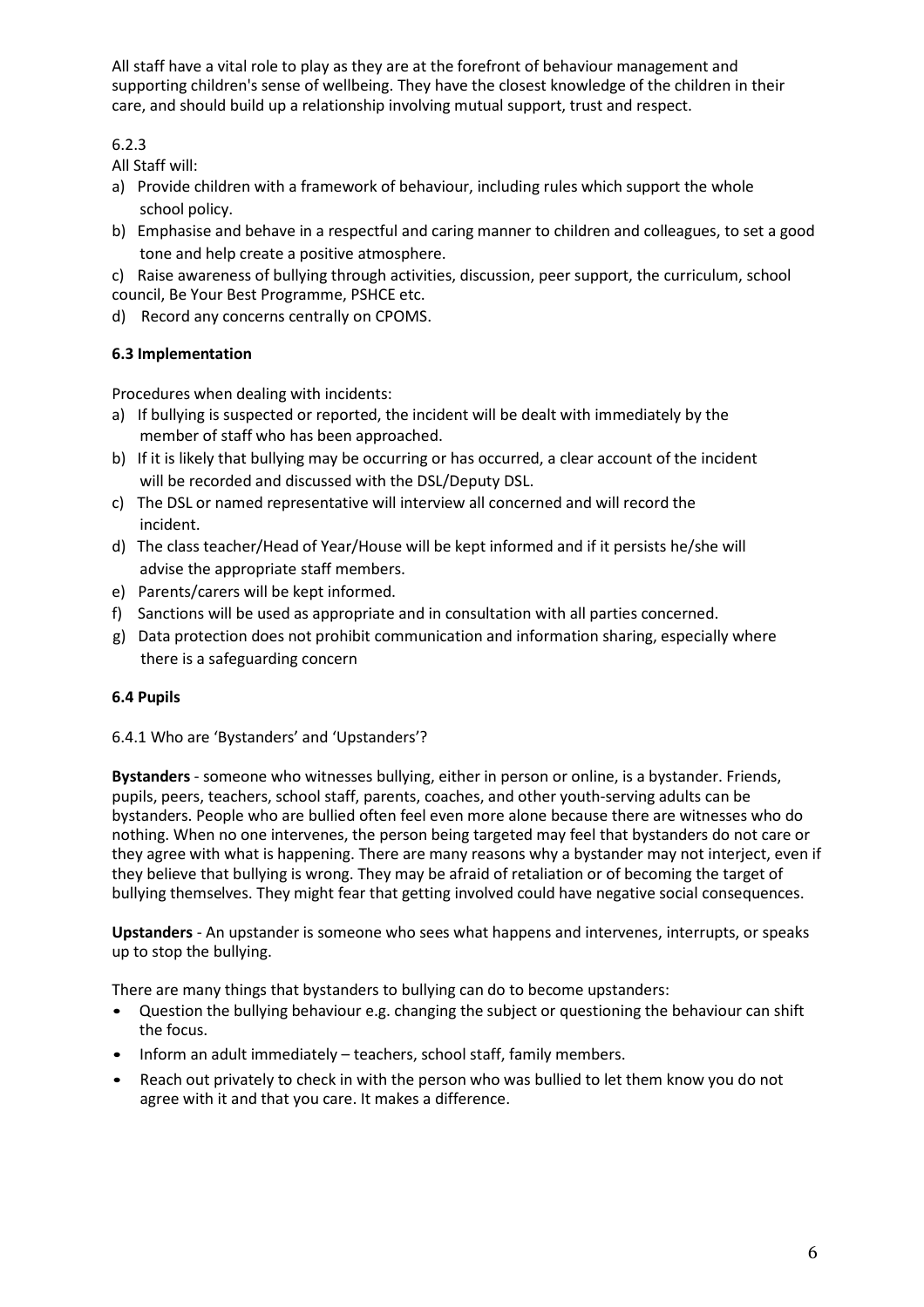All staff have a vital role to play as they are at the forefront of behaviour management and supporting children's sense of wellbeing. They have the closest knowledge of the children in their care, and should build up a relationship involving mutual support, trust and respect.

6.2.3

All Staff will:

a) Provide children with a framework of behaviour, including rules which support the whole school policy.
b) Emphasise and behave in a respectful and caring manner to children and colleagues, to set a good tone and help create a positive atmosphere.
c) Raise awareness of bullying through activities, discussion, peer support, the curriculum, school council, Be Your Best Programme, PSHCE etc.
d) Record any concerns centrally on CPOMS.

### 6.3 Implementation

Procedures when dealing with incidents:

a) If bullying is suspected or reported, the incident will be dealt with immediately by the member of staff who has been approached.
b) If it is likely that bullying may be occurring or has occurred, a clear account of the incident will be recorded and discussed with the DSL/Deputy DSL.
c) The DSL or named representative will interview all concerned and will record the incident.
d) The class teacher/Head of Year/House will be kept informed and if it persists he/she will advise the appropriate staff members.
e) Parents/carers will be kept informed.
f) Sanctions will be used as appropriate and in consultation with all parties concerned.
g) Data protection does not prohibit communication and information sharing, especially where there is a safeguarding concern

### 6.4 Pupils

6.4.1 Who are 'Bystanders' and 'Upstanders'?

**Bystanders** - someone who witnesses bullying, either in person or online, is a bystander. Friends, pupils, peers, teachers, school staff, parents, coaches, and other youth-serving adults can be bystanders. People who are bullied often feel even more alone because there are witnesses who do nothing. When no one intervenes, the person being targeted may feel that bystanders do not care or they agree with what is happening. There are many reasons why a bystander may not interject, even if they believe that bullying is wrong. They may be afraid of retaliation or of becoming the target of bullying themselves. They might fear that getting involved could have negative social consequences.

**Upstanders** - An upstander is someone who sees what happens and intervenes, interrupts, or speaks up to stop the bullying.

There are many things that bystanders to bullying can do to become upstanders:

- Question the bullying behaviour e.g. changing the subject or questioning the behaviour can shift the focus.
- Inform an adult immediately – teachers, school staff, family members.
- Reach out privately to check in with the person who was bullied to let them know you do not agree with it and that you care. It makes a difference.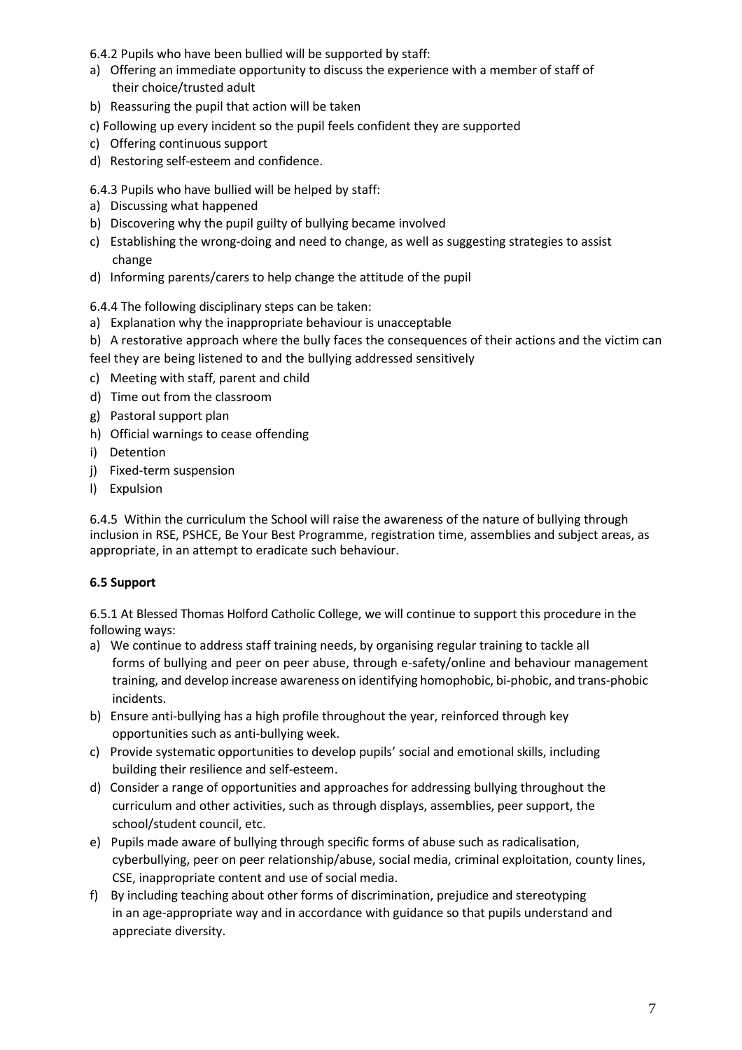6.4.2 Pupils who have been bullied will be supported by staff:

a) Offering an immediate opportunity to discuss the experience with a member of staff of their choice/trusted adult
b) Reassuring the pupil that action will be taken
c) Following up every incident so the pupil feels confident they are supported
c) Offering continuous support
d) Restoring self-esteem and confidence.

6.4.3 Pupils who have bullied will be helped by staff:

a) Discussing what happened
b) Discovering why the pupil guilty of bullying became involved
c) Establishing the wrong-doing and need to change, as well as suggesting strategies to assist change
d) Informing parents/carers to help change the attitude of the pupil

6.4.4 The following disciplinary steps can be taken:

a) Explanation why the inappropriate behaviour is unacceptable
b) A restorative approach where the bully faces the consequences of their actions and the victim can feel they are being listened to and the bullying addressed sensitively
c) Meeting with staff, parent and child
d) Time out from the classroom
g) Pastoral support plan
h) Official warnings to cease offending
i) Detention
j) Fixed-term suspension
l) Expulsion

6.4.5 Within the curriculum the School will raise the awareness of the nature of bullying through inclusion in RSE, PSHCE, Be Your Best Programme, registration time, assemblies and subject areas, as appropriate, in an attempt to eradicate such behaviour.

**6.5 Support**

6.5.1 At Blessed Thomas Holford Catholic College, we will continue to support this procedure in the following ways:

a) We continue to address staff training needs, by organising regular training to tackle all forms of bullying and peer on peer abuse, through e-safety/online and behaviour management training, and develop increase awareness on identifying homophobic, bi-phobic, and trans-phobic incidents.
b) Ensure anti-bullying has a high profile throughout the year, reinforced through key opportunities such as anti-bullying week.
c) Provide systematic opportunities to develop pupils' social and emotional skills, including building their resilience and self-esteem.
d) Consider a range of opportunities and approaches for addressing bullying throughout the curriculum and other activities, such as through displays, assemblies, peer support, the school/student council, etc.
e) Pupils made aware of bullying through specific forms of abuse such as radicalisation, cyberbullying, peer on peer relationship/abuse, social media, criminal exploitation, county lines, CSE, inappropriate content and use of social media.
f) By including teaching about other forms of discrimination, prejudice and stereotyping in an age-appropriate way and in accordance with guidance so that pupils understand and appreciate diversity.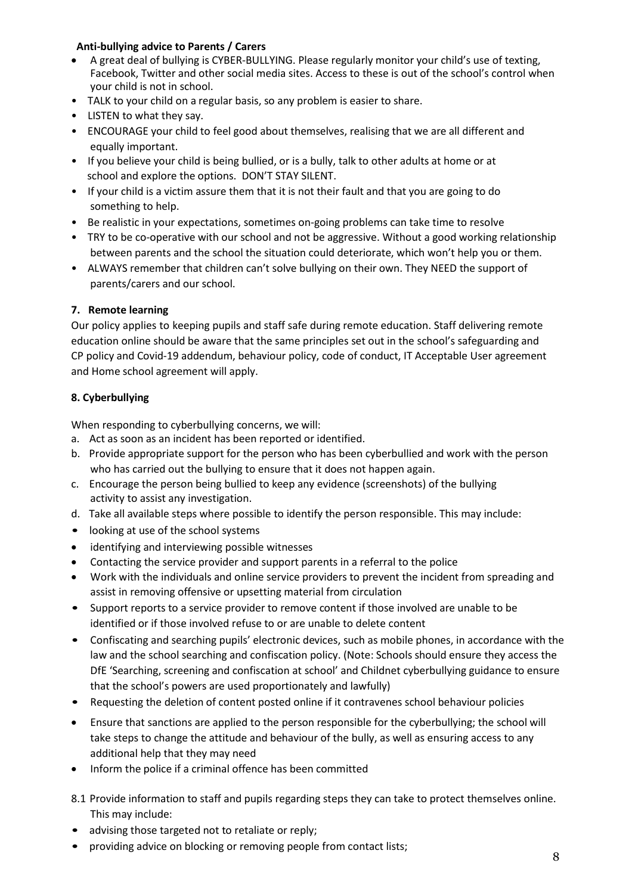**Anti-bullying advice to Parents / Carers**

- A great deal of bullying is CYBER-BULLYING. Please regularly monitor your child's use of texting, Facebook, Twitter and other social media sites. Access to these is out of the school's control when your child is not in school.
- TALK to your child on a regular basis, so any problem is easier to share.
- LISTEN to what they say.
- ENCOURAGE your child to feel good about themselves, realising that we are all different and equally important.
- If you believe your child is being bullied, or is a bully, talk to other adults at home or at school and explore the options. DON'T STAY SILENT.
- If your child is a victim assure them that it is not their fault and that you are going to do something to help.
- Be realistic in your expectations, sometimes on-going problems can take time to resolve
- TRY to be co-operative with our school and not be aggressive. Without a good working relationship between parents and the school the situation could deteriorate, which won't help you or them.
- ALWAYS remember that children can't solve bullying on their own. They NEED the support of parents/carers and our school.

**7. Remote learning**

Our policy applies to keeping pupils and staff safe during remote education. Staff delivering remote education online should be aware that the same principles set out in the school's safeguarding and CP policy and Covid-19 addendum, behaviour policy, code of conduct, IT Acceptable User agreement and Home school agreement will apply.

**8. Cyberbullying**

When responding to cyberbullying concerns, we will:

a. Act as soon as an incident has been reported or identified.
b. Provide appropriate support for the person who has been cyberbullied and work with the person who has carried out the bullying to ensure that it does not happen again.
c. Encourage the person being bullied to keep any evidence (screenshots) of the bullying activity to assist any investigation.
d. Take all available steps where possible to identify the person responsible. This may include:

- looking at use of the school systems
- identifying and interviewing possible witnesses
- Contacting the service provider and support parents in a referral to the police
- Work with the individuals and online service providers to prevent the incident from spreading and assist in removing offensive or upsetting material from circulation
- Support reports to a service provider to remove content if those involved are unable to be identified or if those involved refuse to or are unable to delete content
- Confiscating and searching pupils' electronic devices, such as mobile phones, in accordance with the law and the school searching and confiscation policy. (Note: Schools should ensure they access the DfE 'Searching, screening and confiscation at school' and Childnet cyberbullying guidance to ensure that the school's powers are used proportionately and lawfully)
- Requesting the deletion of content posted online if it contravenes school behaviour policies
- Ensure that sanctions are applied to the person responsible for the cyberbullying; the school will take steps to change the attitude and behaviour of the bully, as well as ensuring access to any additional help that they may need
- Inform the police if a criminal offence has been committed

8.1 Provide information to staff and pupils regarding steps they can take to protect themselves online. This may include:

- advising those targeted not to retaliate or reply;
- providing advice on blocking or removing people from contact lists;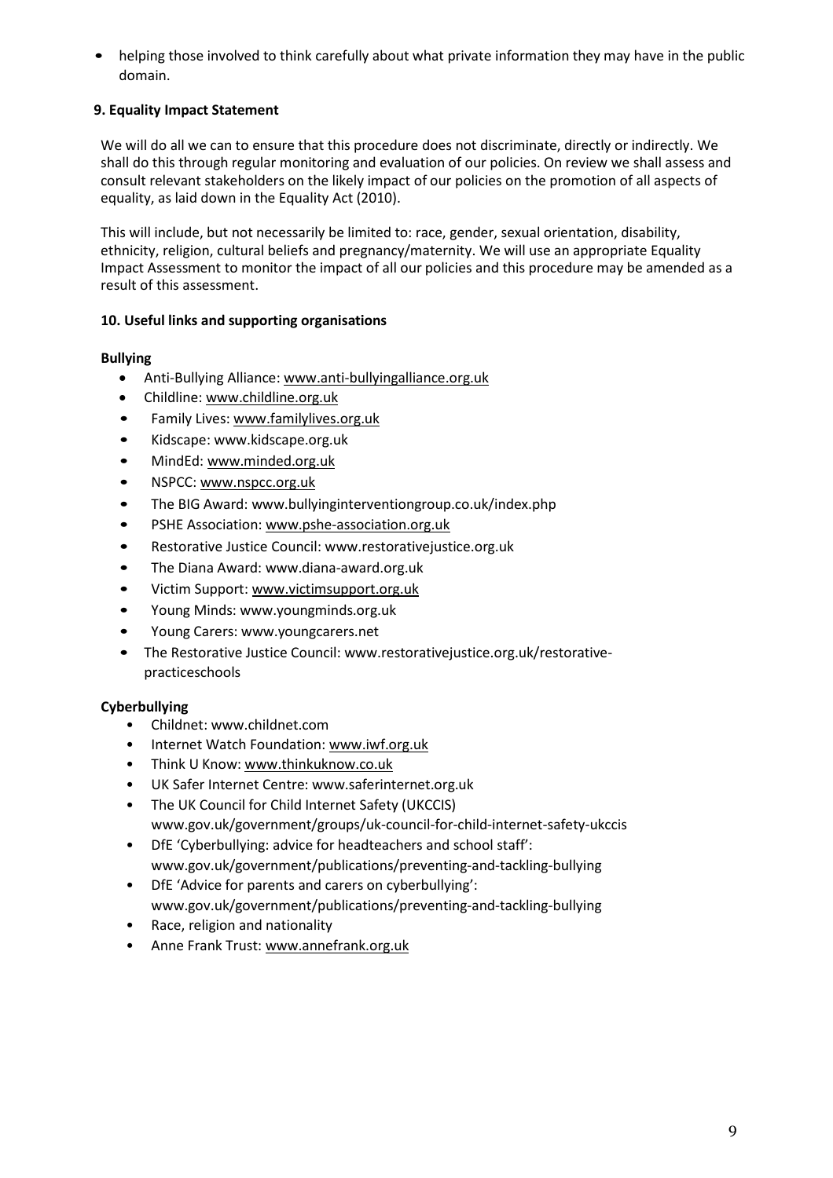- helping those involved to think carefully about what private information they may have in the public domain.

## 9. Equality Impact Statement

We will do all we can to ensure that this procedure does not discriminate, directly or indirectly. We shall do this through regular monitoring and evaluation of our policies. On review we shall assess and consult relevant stakeholders on the likely impact of our policies on the promotion of all aspects of equality, as laid down in the Equality Act (2010).

This will include, but not necessarily be limited to: race, gender, sexual orientation, disability, ethnicity, religion, cultural beliefs and pregnancy/maternity. We will use an appropriate Equality Impact Assessment to monitor the impact of all our policies and this procedure may be amended as a result of this assessment.

## 10. Useful links and supporting organisations

### Bullying

- Anti-Bullying Alliance: www.anti-bullyingalliance.org.uk
- Childline: www.childline.org.uk
- Family Lives: www.familylives.org.uk
- Kidscape: www.kidscape.org.uk
- MindEd: www.minded.org.uk
- NSPCC: www.nspcc.org.uk
- The BIG Award: www.bullyinginterventiongroup.co.uk/index.php
- PSHE Association: www.pshe-association.org.uk
- Restorative Justice Council: www.restorativejustice.org.uk
- The Diana Award: www.diana-award.org.uk
- Victim Support: www.victimsupport.org.uk
- Young Minds: www.youngminds.org.uk
- Young Carers: www.youngcarers.net
- The Restorative Justice Council: www.restorativejustice.org.uk/restorative-practiceschools

### Cyberbullying

- Childnet: www.childnet.com
- Internet Watch Foundation: www.iwf.org.uk
- Think U Know: www.thinkuknow.co.uk
- UK Safer Internet Centre: www.saferinternet.org.uk
- The UK Council for Child Internet Safety (UKCCIS) www.gov.uk/government/groups/uk-council-for-child-internet-safety-ukccis
- DfE 'Cyberbullying: advice for headteachers and school staff': www.gov.uk/government/publications/preventing-and-tackling-bullying
- DfE 'Advice for parents and carers on cyberbullying': www.gov.uk/government/publications/preventing-and-tackling-bullying
- Race, religion and nationality
- Anne Frank Trust: www.annefrank.org.uk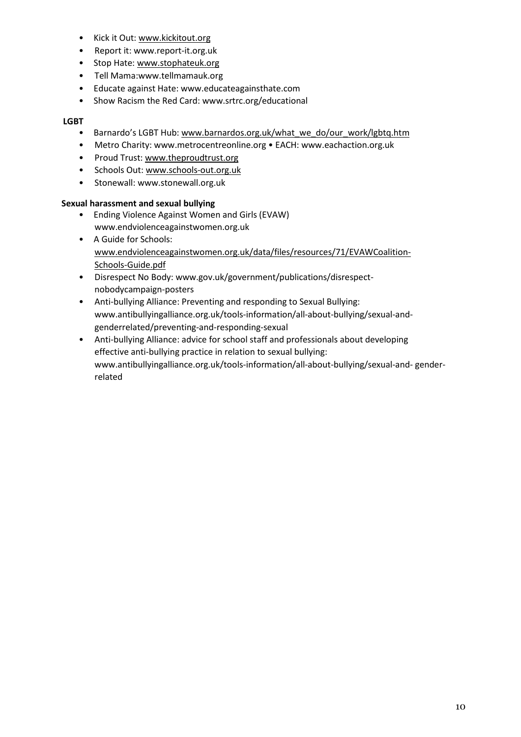- Kick it Out: www.kickitout.org
- Report it: www.report-it.org.uk
- Stop Hate: www.stophateuk.org
- Tell Mama:www.tellmamauk.org
- Educate against Hate: www.educateagainsthate.com
- Show Racism the Red Card: www.srtrc.org/educational

**LGBT**

- Barnardo's LGBT Hub: www.barnardos.org.uk/what_we_do/our_work/lgbtq.htm
- Metro Charity: www.metrocentreonline.org • EACH: www.eachaction.org.uk
- Proud Trust: www.theproudtrust.org
- Schools Out: www.schools-out.org.uk
- Stonewall: www.stonewall.org.uk

**Sexual harassment and sexual bullying**

- Ending Violence Against Women and Girls (EVAW) www.endviolenceagainstwomen.org.uk
- A Guide for Schools: www.endviolenceagainstwomen.org.uk/data/files/resources/71/EVAWCoalition-Schools-Guide.pdf
- Disrespect No Body: www.gov.uk/government/publications/disrespect-nobodycampaign-posters
- Anti-bullying Alliance: Preventing and responding to Sexual Bullying: www.antibullyingalliance.org.uk/tools-information/all-about-bullying/sexual-and-genderrelated/preventing-and-responding-sexual
- Anti-bullying Alliance: advice for school staff and professionals about developing effective anti-bullying practice in relation to sexual bullying: www.antibullyingalliance.org.uk/tools-information/all-about-bullying/sexual-and- gender-related